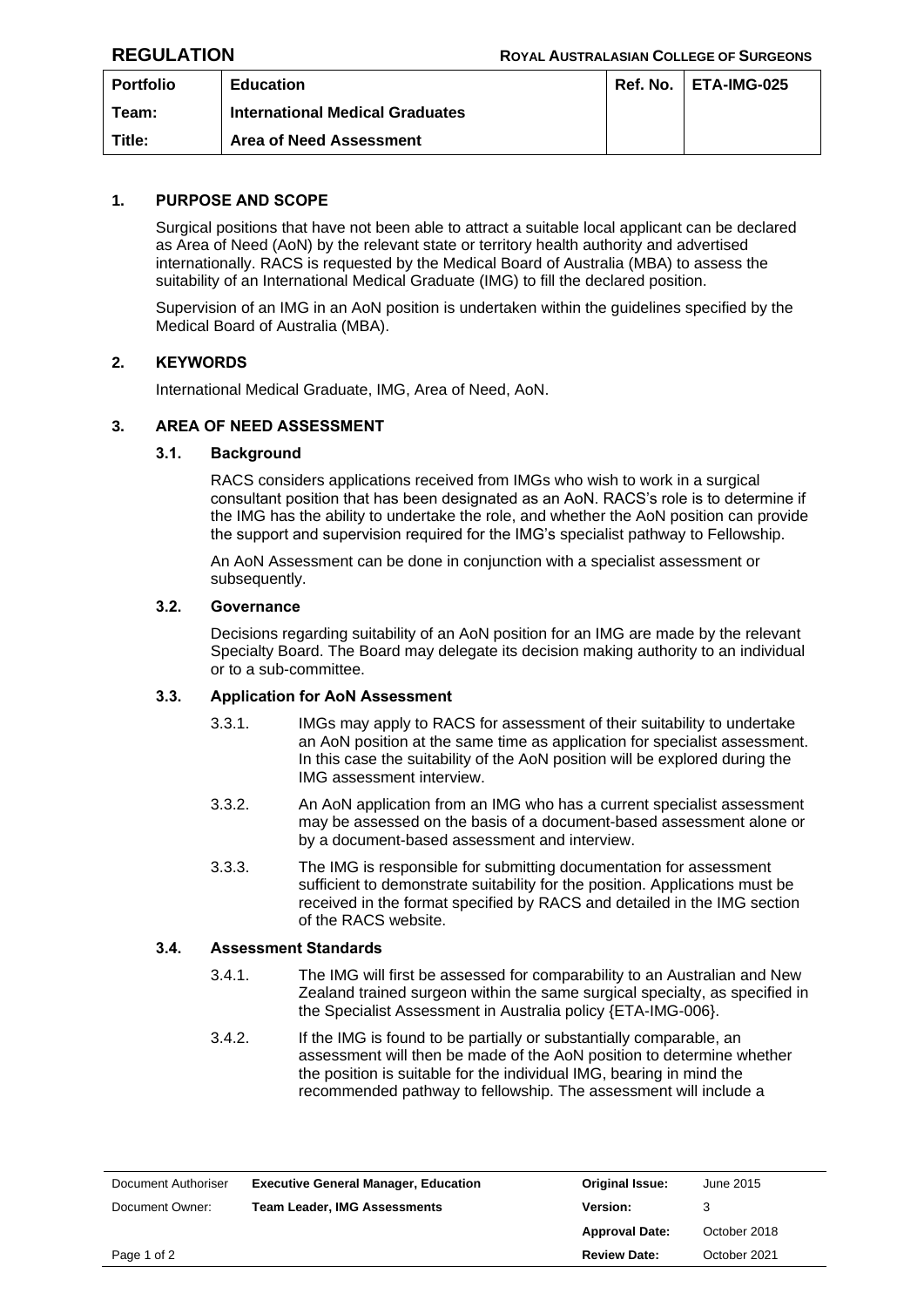**REGULATION** — **ROYAL AUSTRALASIAN COLLEGE OF SURGEONS**

| Portfolio | Education | Ref. No. | ETA-IMG-025 |
|---|---|---|---|
| Team: | International Medical Graduates | | |
| Title: | Area of Need Assessment | | |

## 1. PURPOSE AND SCOPE

Surgical positions that have not been able to attract a suitable local applicant can be declared as Area of Need (AoN) by the relevant state or territory health authority and advertised internationally. RACS is requested by the Medical Board of Australia (MBA) to assess the suitability of an International Medical Graduate (IMG) to fill the declared position.

Supervision of an IMG in an AoN position is undertaken within the guidelines specified by the Medical Board of Australia (MBA).

## 2. KEYWORDS

International Medical Graduate, IMG, Area of Need, AoN.

## 3. AREA OF NEED ASSESSMENT

### 3.1. Background

RACS considers applications received from IMGs who wish to work in a surgical consultant position that has been designated as an AoN. RACS's role is to determine if the IMG has the ability to undertake the role, and whether the AoN position can provide the support and supervision required for the IMG's specialist pathway to Fellowship.

An AoN Assessment can be done in conjunction with a specialist assessment or subsequently.

### 3.2. Governance

Decisions regarding suitability of an AoN position for an IMG are made by the relevant Specialty Board. The Board may delegate its decision making authority to an individual or to a sub-committee.

### 3.3. Application for AoN Assessment

3.3.1. IMGs may apply to RACS for assessment of their suitability to undertake an AoN position at the same time as application for specialist assessment. In this case the suitability of the AoN position will be explored during the IMG assessment interview.

3.3.2. An AoN application from an IMG who has a current specialist assessment may be assessed on the basis of a document-based assessment alone or by a document-based assessment and interview.

3.3.3. The IMG is responsible for submitting documentation for assessment sufficient to demonstrate suitability for the position. Applications must be received in the format specified by RACS and detailed in the IMG section of the RACS website.

### 3.4. Assessment Standards

3.4.1. The IMG will first be assessed for comparability to an Australian and New Zealand trained surgeon within the same surgical specialty, as specified in the Specialist Assessment in Australia policy {ETA-IMG-006}.

3.4.2. If the IMG is found to be partially or substantially comparable, an assessment will then be made of the AoN position to determine whether the position is suitable for the individual IMG, bearing in mind the recommended pathway to fellowship. The assessment will include a

| Document Authoriser | Executive General Manager, Education | Original Issue: | June 2015 |
|---|---|---|---|
| Document Owner: | Team Leader, IMG Assessments | Version: | 3 |
| | | Approval Date: | October 2018 |
| | | Review Date: | October 2021 |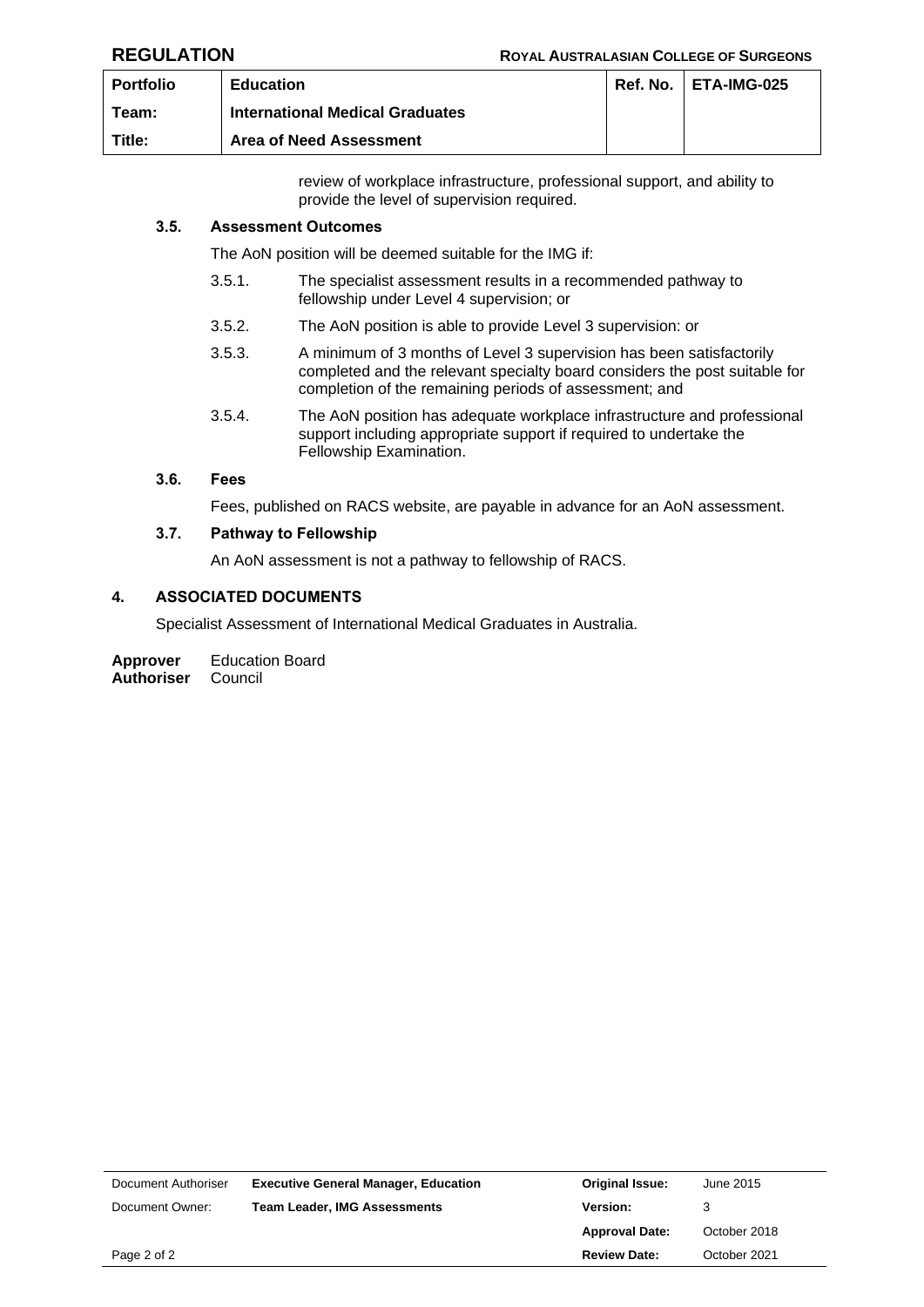review of workplace infrastructure, professional support, and ability to provide the level of supervision required.

### 3.5. Assessment Outcomes

The AoN position will be deemed suitable for the IMG if:

3.5.1. The specialist assessment results in a recommended pathway to fellowship under Level 4 supervision; or

3.5.2. The AoN position is able to provide Level 3 supervision: or

3.5.3. A minimum of 3 months of Level 3 supervision has been satisfactorily completed and the relevant specialty board considers the post suitable for completion of the remaining periods of assessment; and

3.5.4. The AoN position has adequate workplace infrastructure and professional support including appropriate support if required to undertake the Fellowship Examination.

### 3.6. Fees

Fees, published on RACS website, are payable in advance for an AoN assessment.

### 3.7. Pathway to Fellowship

An AoN assessment is not a pathway to fellowship of RACS.

## 4. ASSOCIATED DOCUMENTS

Specialist Assessment of International Medical Graduates in Australia.

**Approver** Education Board
**Authoriser** Council

| | | | |
|---|---|---|---|
| Document Authoriser | **Executive General Manager, Education** | **Original Issue:** | June 2015 |
| Document Owner: | **Team Leader, IMG Assessments** | **Version:** | 3 |
| | | **Approval Date:** | October 2018 |
| | | **Review Date:** | October 2021 |